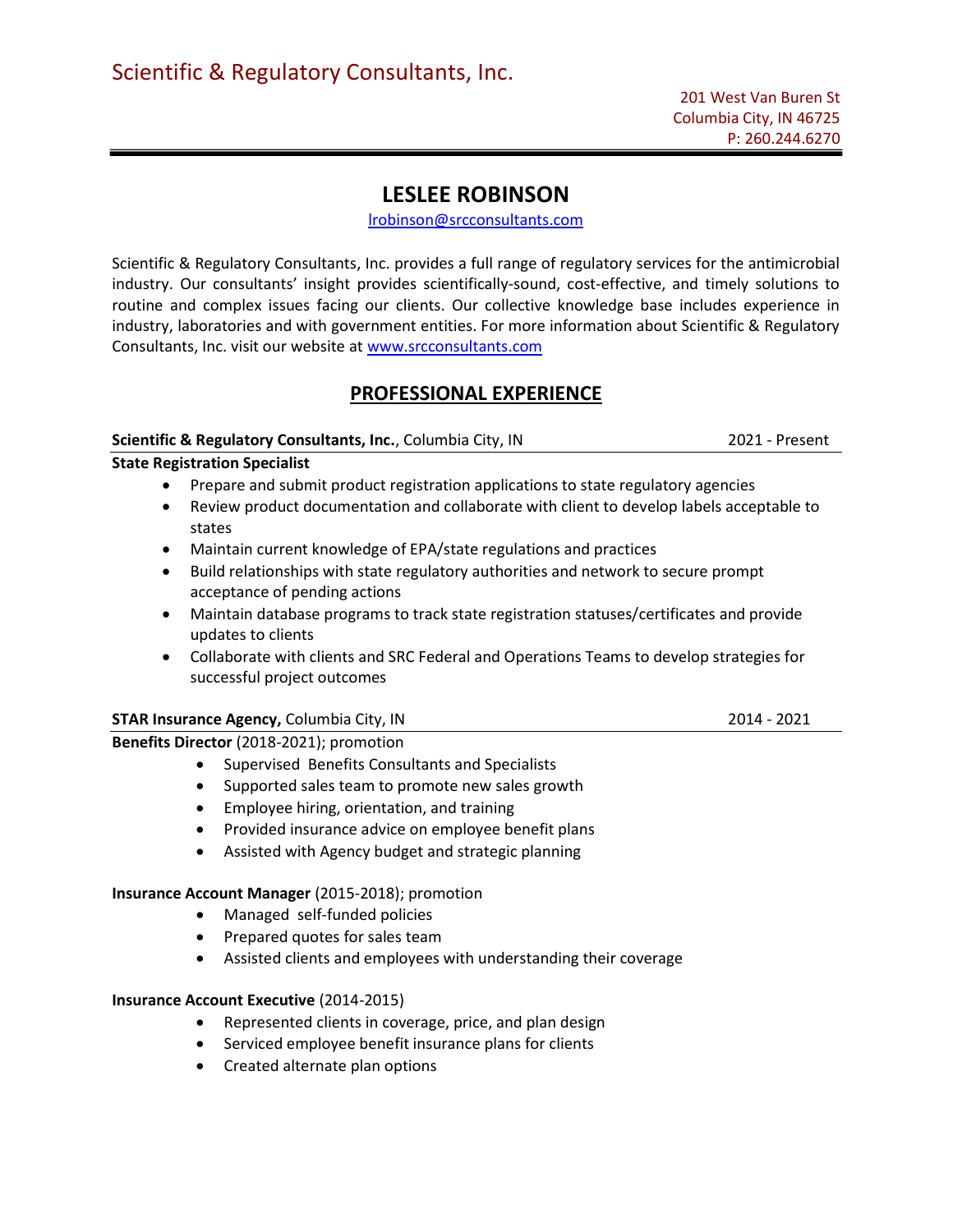Scientific & Regulatory Consultants, Inc.

201 West Van Buren St
Columbia City, IN 46725
P: 260.244.6270

# LESLEE ROBINSON

lrobinson@srcconsultants.com

Scientific & Regulatory Consultants, Inc. provides a full range of regulatory services for the antimicrobial industry. Our consultants' insight provides scientifically-sound, cost-effective, and timely solutions to routine and complex issues facing our clients. Our collective knowledge base includes experience in industry, laboratories and with government entities. For more information about Scientific & Regulatory Consultants, Inc. visit our website at www.srcconsultants.com

## PROFESSIONAL EXPERIENCE

**Scientific & Regulatory Consultants, Inc.**, Columbia City, IN — 2021 - Present

**State Registration Specialist**

- Prepare and submit product registration applications to state regulatory agencies
- Review product documentation and collaborate with client to develop labels acceptable to states
- Maintain current knowledge of EPA/state regulations and practices
- Build relationships with state regulatory authorities and network to secure prompt acceptance of pending actions
- Maintain database programs to track state registration statuses/certificates and provide updates to clients
- Collaborate with clients and SRC Federal and Operations Teams to develop strategies for successful project outcomes

**STAR Insurance Agency,** Columbia City, IN — 2014 - 2021

**Benefits Director** (2018-2021); promotion

- Supervised Benefits Consultants and Specialists
- Supported sales team to promote new sales growth
- Employee hiring, orientation, and training
- Provided insurance advice on employee benefit plans
- Assisted with Agency budget and strategic planning

**Insurance Account Manager** (2015-2018); promotion

- Managed self-funded policies
- Prepared quotes for sales team
- Assisted clients and employees with understanding their coverage

**Insurance Account Executive** (2014-2015)

- Represented clients in coverage, price, and plan design
- Serviced employee benefit insurance plans for clients
- Created alternate plan options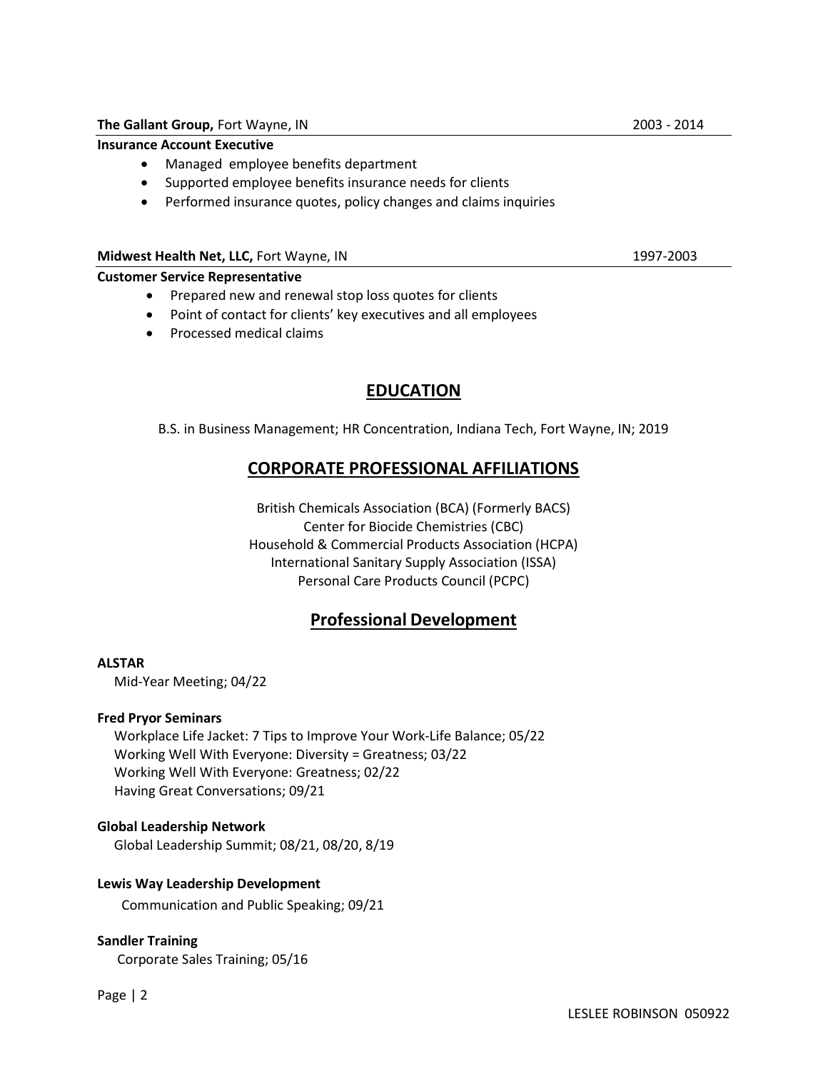**The Gallant Group,** Fort Wayne, IN 2003 - 2014

**Insurance Account Executive**

- Managed employee benefits department
- Supported employee benefits insurance needs for clients
- Performed insurance quotes, policy changes and claims inquiries

**Midwest Health Net, LLC,** Fort Wayne, IN 1997-2003

**Customer Service Representative**

- Prepared new and renewal stop loss quotes for clients
- Point of contact for clients' key executives and all employees
- Processed medical claims

## EDUCATION

B.S. in Business Management; HR Concentration, Indiana Tech, Fort Wayne, IN; 2019

## CORPORATE PROFESSIONAL AFFILIATIONS

British Chemicals Association (BCA) (Formerly BACS)
Center for Biocide Chemistries (CBC)
Household & Commercial Products Association (HCPA)
International Sanitary Supply Association (ISSA)
Personal Care Products Council (PCPC)

## Professional Development

**ALSTAR**
Mid-Year Meeting; 04/22

**Fred Pryor Seminars**
Workplace Life Jacket: 7 Tips to Improve Your Work-Life Balance; 05/22
Working Well With Everyone: Diversity = Greatness; 03/22
Working Well With Everyone: Greatness; 02/22
Having Great Conversations; 09/21

**Global Leadership Network**
Global Leadership Summit; 08/21, 08/20, 8/19

**Lewis Way Leadership Development**
Communication and Public Speaking; 09/21

**Sandler Training**
Corporate Sales Training; 05/16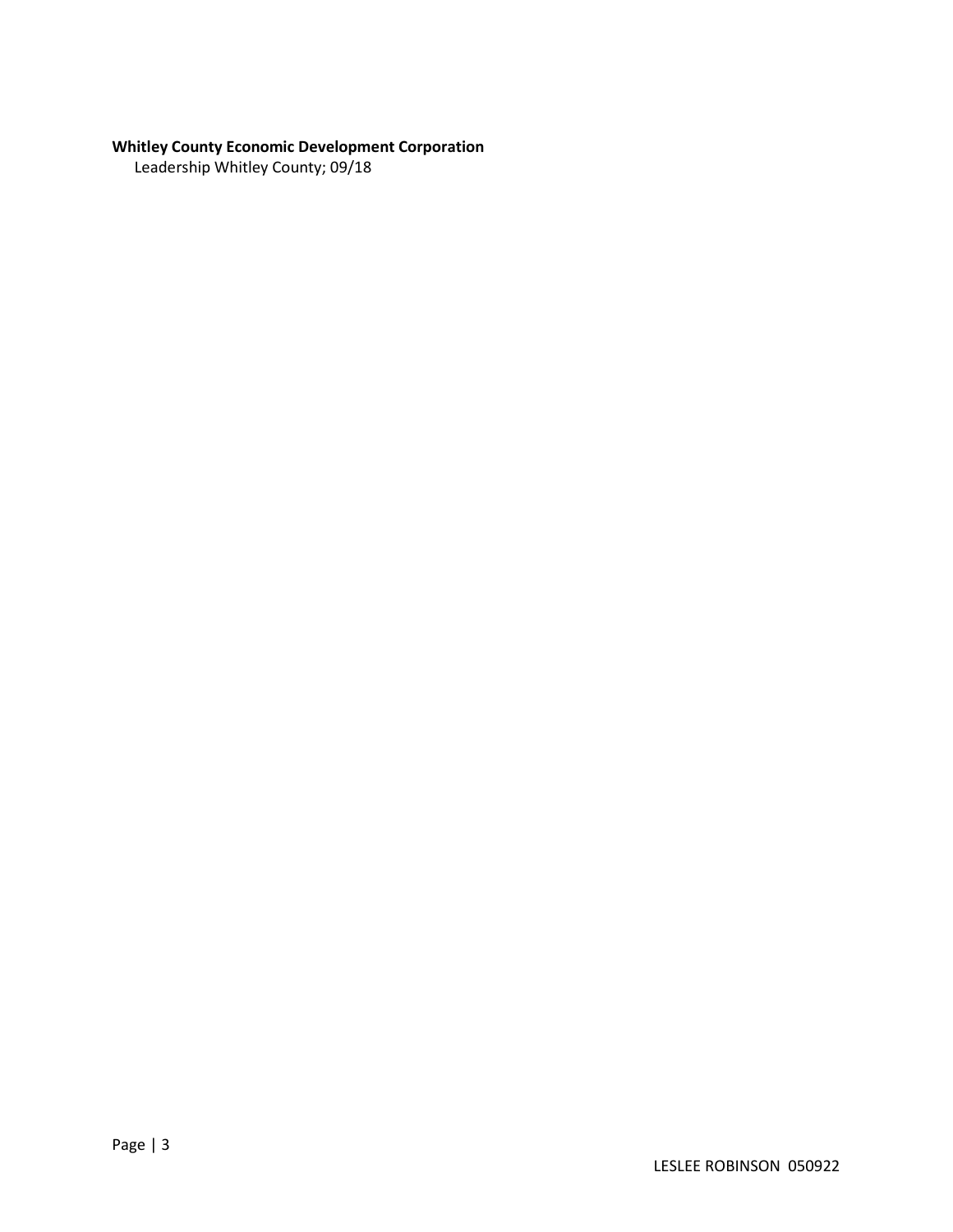**Whitley County Economic Development Corporation**

Leadership Whitley County; 09/18